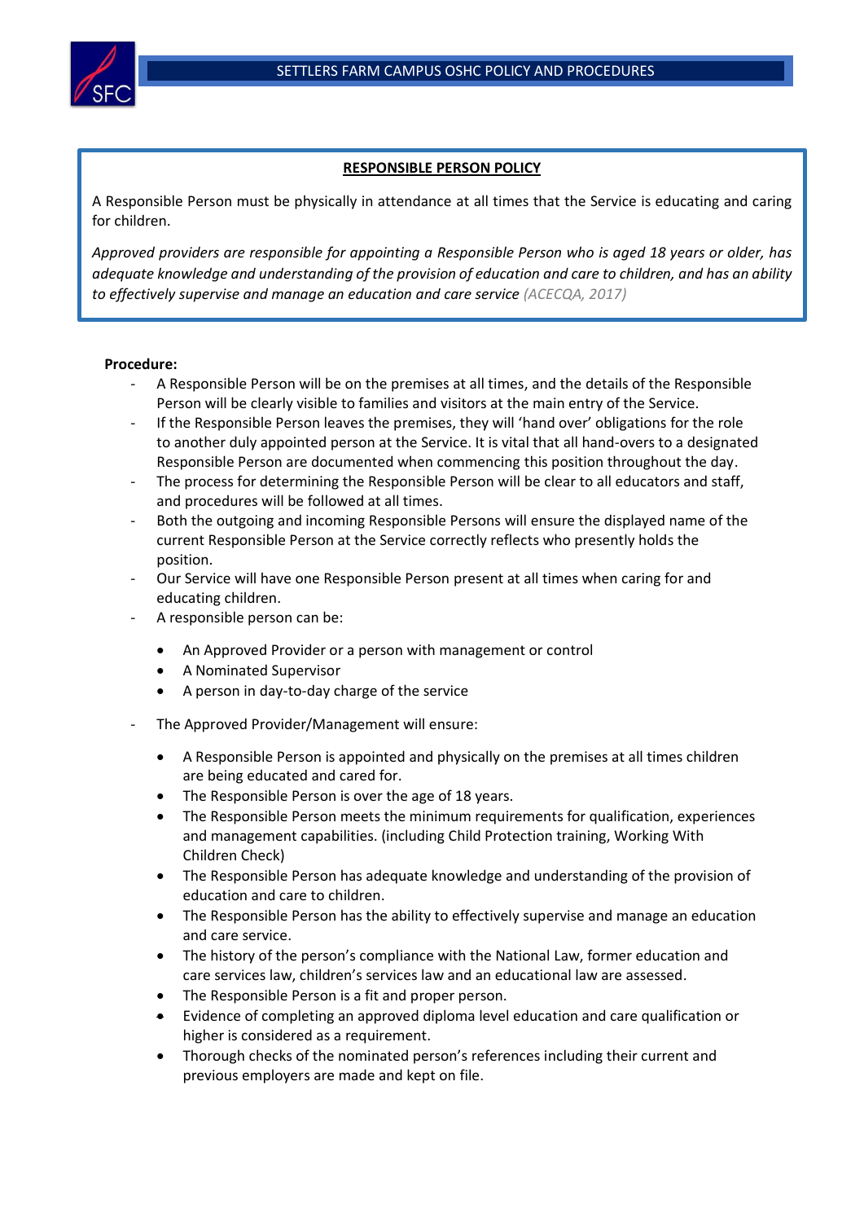## RESPONSIBLE PERSON POLICY

A Responsible Person must be physically in attendance at all times that the Service is educating and caring for children.

*Approved providers are responsible for appointing a Responsible Person who is aged 18 years or older, has adequate knowledge and understanding of the provision of education and care to children, and has an ability to effectively supervise and manage an education and care service* (ACECQA, 2017)

**Procedure:**

- A Responsible Person will be on the premises at all times, and the details of the Responsible Person will be clearly visible to families and visitors at the main entry of the Service.
- If the Responsible Person leaves the premises, they will 'hand over' obligations for the role to another duly appointed person at the Service. It is vital that all hand-overs to a designated Responsible Person are documented when commencing this position throughout the day.
- The process for determining the Responsible Person will be clear to all educators and staff, and procedures will be followed at all times.
- Both the outgoing and incoming Responsible Persons will ensure the displayed name of the current Responsible Person at the Service correctly reflects who presently holds the position.
- Our Service will have one Responsible Person present at all times when caring for and educating children.
- A responsible person can be:
  - An Approved Provider or a person with management or control
  - A Nominated Supervisor
  - A person in day-to-day charge of the service
- The Approved Provider/Management will ensure:
  - A Responsible Person is appointed and physically on the premises at all times children are being educated and cared for.
  - The Responsible Person is over the age of 18 years.
  - The Responsible Person meets the minimum requirements for qualification, experiences and management capabilities. (including Child Protection training, Working With Children Check)
  - The Responsible Person has adequate knowledge and understanding of the provision of education and care to children.
  - The Responsible Person has the ability to effectively supervise and manage an education and care service.
  - The history of the person's compliance with the National Law, former education and care services law, children's services law and an educational law are assessed.
  - The Responsible Person is a fit and proper person.
  - Evidence of completing an approved diploma level education and care qualification or higher is considered as a requirement.
  - Thorough checks of the nominated person's references including their current and previous employers are made and kept on file.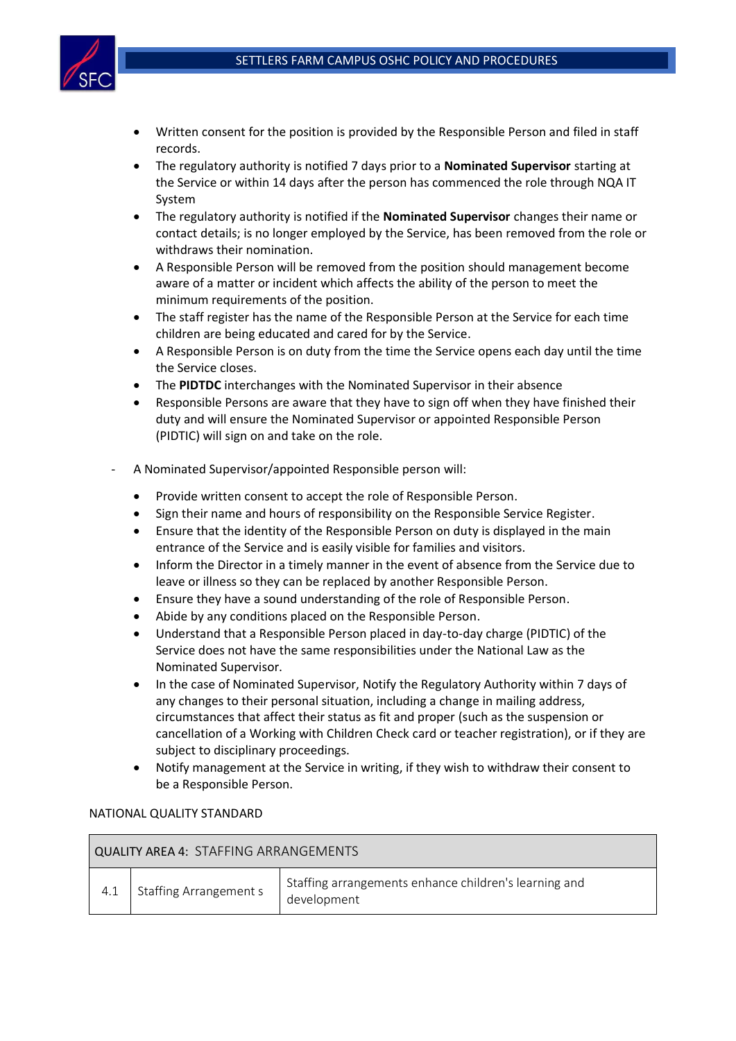- Written consent for the position is provided by the Responsible Person and filed in staff records.
- The regulatory authority is notified 7 days prior to a **Nominated Supervisor** starting at the Service or within 14 days after the person has commenced the role through NQA IT System
- The regulatory authority is notified if the **Nominated Supervisor** changes their name or contact details; is no longer employed by the Service, has been removed from the role or withdraws their nomination.
- A Responsible Person will be removed from the position should management become aware of a matter or incident which affects the ability of the person to meet the minimum requirements of the position.
- The staff register has the name of the Responsible Person at the Service for each time children are being educated and cared for by the Service.
- A Responsible Person is on duty from the time the Service opens each day until the time the Service closes.
- The **PIDTDC** interchanges with the Nominated Supervisor in their absence
- Responsible Persons are aware that they have to sign off when they have finished their duty and will ensure the Nominated Supervisor or appointed Responsible Person (PIDTIC) will sign on and take on the role.

- A Nominated Supervisor/appointed Responsible person will:

  - Provide written consent to accept the role of Responsible Person.
  - Sign their name and hours of responsibility on the Responsible Service Register.
  - Ensure that the identity of the Responsible Person on duty is displayed in the main entrance of the Service and is easily visible for families and visitors.
  - Inform the Director in a timely manner in the event of absence from the Service due to leave or illness so they can be replaced by another Responsible Person.
  - Ensure they have a sound understanding of the role of Responsible Person.
  - Abide by any conditions placed on the Responsible Person.
  - Understand that a Responsible Person placed in day-to-day charge (PIDTIC) of the Service does not have the same responsibilities under the National Law as the Nominated Supervisor.
  - In the case of Nominated Supervisor, Notify the Regulatory Authority within 7 days of any changes to their personal situation, including a change in mailing address, circumstances that affect their status as fit and proper (such as the suspension or cancellation of a Working with Children Check card or teacher registration), or if they are subject to disciplinary proceedings.
  - Notify management at the Service in writing, if they wish to withdraw their consent to be a Responsible Person.

NATIONAL QUALITY STANDARD

| QUALITY AREA 4: STAFFING ARRANGEMENTS | | |
|---|---|---|
| 4.1 | Staffing Arrangement s | Staffing arrangements enhance children's learning and development |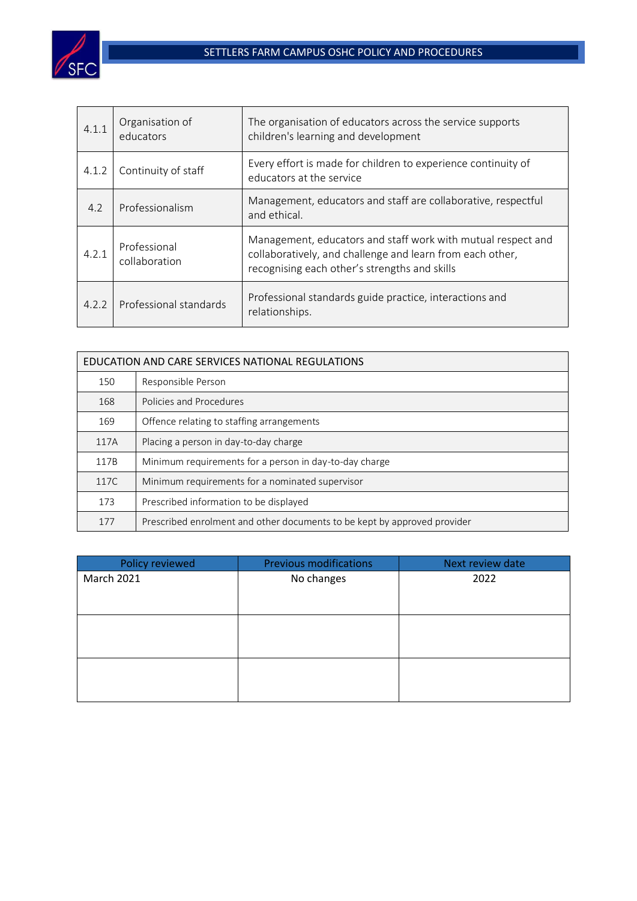| | | |
|---|---|---|
| 4.1.1 | Organisation of educators | The organisation of educators across the service supports children's learning and development |
| 4.1.2 | Continuity of staff | Every effort is made for children to experience continuity of educators at the service |
| 4.2 | Professionalism | Management, educators and staff are collaborative, respectful and ethical. |
| 4.2.1 | Professional collaboration | Management, educators and staff work with mutual respect and collaboratively, and challenge and learn from each other, recognising each other's strengths and skills |
| 4.2.2 | Professional standards | Professional standards guide practice, interactions and relationships. |

| EDUCATION AND CARE SERVICES NATIONAL REGULATIONS | |
|---|---|
| 150 | Responsible Person |
| 168 | Policies and Procedures |
| 169 | Offence relating to staffing arrangements |
| 117A | Placing a person in day-to-day charge |
| 117B | Minimum requirements for a person in day-to-day charge |
| 117C | Minimum requirements for a nominated supervisor |
| 173 | Prescribed information to be displayed |
| 177 | Prescribed enrolment and other documents to be kept by approved provider |

| Policy reviewed | Previous modifications | Next review date |
|---|---|---|
| March 2021 | No changes | 2022 |
| | | |
| | | |